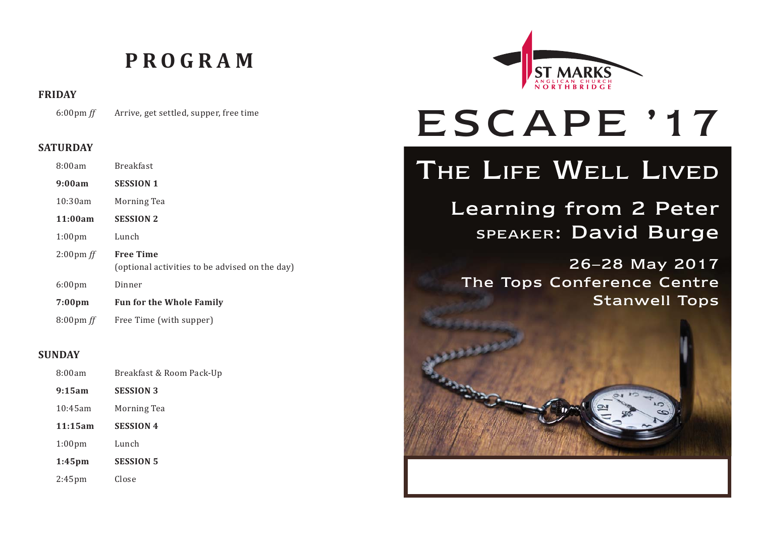# PROGRAM

### FRIDAY

| | |
|---|---|
| 6:00pm *ff* | Arrive, get settled, supper, free time |

### SATURDAY

| | |
|---|---|
| 8:00am | Breakfast |
| **9:00am** | **SESSION 1** |
| 10:30am | Morning Tea |
| **11:00am** | **SESSION 2** |
| 1:00pm | Lunch |
| 2:00pm *ff* | **Free Time** (optional activities to be advised on the day) |
| 6:00pm | Dinner |
| **7:00pm** | **Fun for the Whole Family** |
| 8:00pm *ff* | Free Time (with supper) |

### SUNDAY

| | |
|---|---|
| 8:00am | Breakfast & Room Pack-Up |
| **9:15am** | **SESSION 3** |
| 10:45am | Morning Tea |
| **11:15am** | **SESSION 4** |
| 1:00pm | Lunch |
| **1:45pm** | **SESSION 5** |
| 2:45pm | Close |

ST MARKS
ANGLICAN CHURCH
NORTHBRIDGE

# ESCAPE '17

## The Life Well Lived

### Learning from 2 Peter

SPEAKER: David Burge

26–28 May 2017

The Tops Conference Centre

Stanwell Tops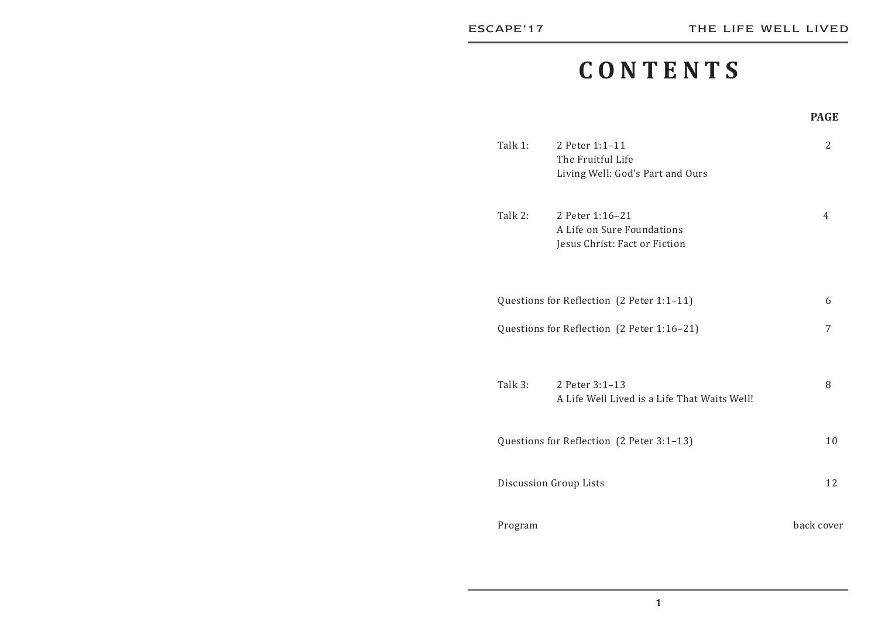# CONTENTS

| | | PAGE |
|---|---|---|
| Talk 1: | 2 Peter 1:1–11<br>The Fruitful Life<br>Living Well: God's Part and Ours | 2 |
| Talk 2: | 2 Peter 1:16–21<br>A Life on Sure Foundations<br>Jesus Christ: Fact or Fiction | 4 |
| Questions for Reflection (2 Peter 1:1–11) | | 6 |
| Questions for Reflection (2 Peter 1:16–21) | | 7 |
| Talk 3: | 2 Peter 3:1–13<br>A Life Well Lived is a Life That Waits Well! | 8 |
| Questions for Reflection (2 Peter 3:1–13) | | 10 |
| Discussion Group Lists | | 12 |
| Program | | back cover |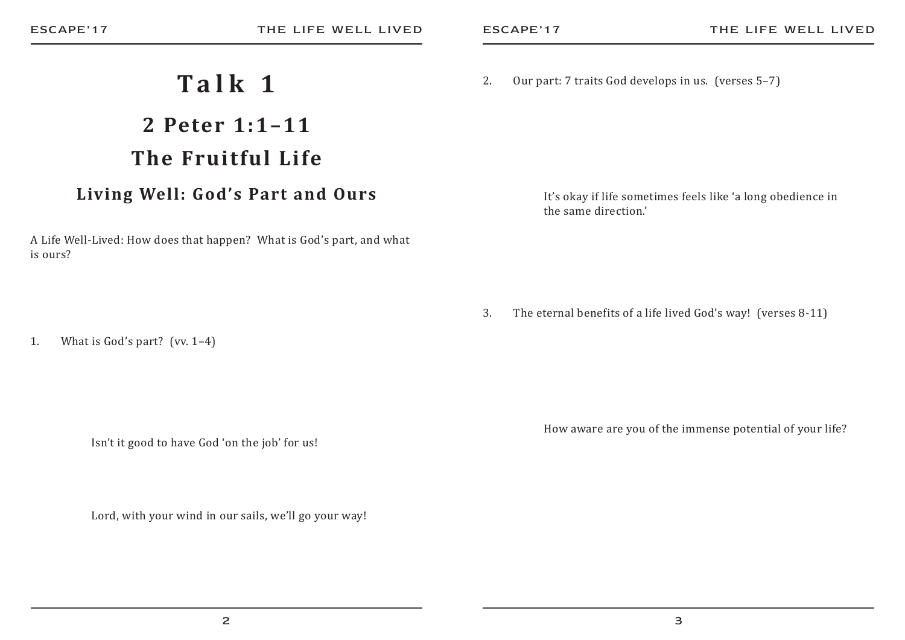# Talk 1

## 2 Peter 1:1–11

## The Fruitful Life

### Living Well: God's Part and Ours

A Life Well-Lived: How does that happen? What is God's part, and what is ours?

1. What is God's part? (vv. 1–4)

   Isn't it good to have God 'on the job' for us!

   Lord, with your wind in our sails, we'll go your way!

2. Our part: 7 traits God develops in us. (verses 5–7)

   It's okay if life sometimes feels like 'a long obedience in the same direction.'

3. The eternal benefits of a life lived God's way! (verses 8-11)

   How aware are you of the immense potential of your life?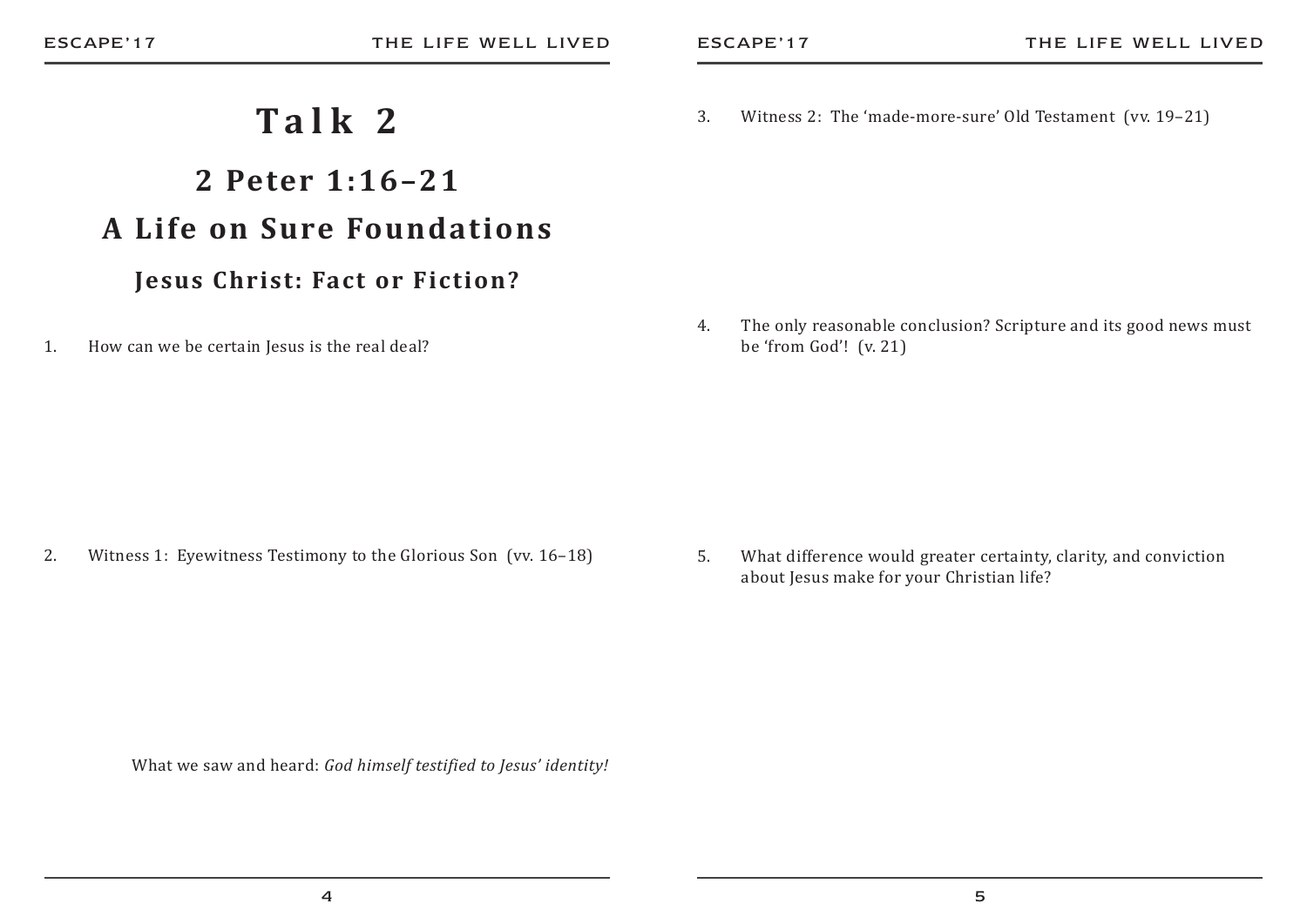# Talk 2

## 2 Peter 1:16–21

## A Life on Sure Foundations

### Jesus Christ: Fact or Fiction?

1. How can we be certain Jesus is the real deal?

2. Witness 1: Eyewitness Testimony to the Glorious Son (vv. 16–18)

   What we saw and heard: *God himself testified to Jesus' identity!*

3. Witness 2: The 'made-more-sure' Old Testament (vv. 19–21)

4. The only reasonable conclusion? Scripture and its good news must be 'from God'! (v. 21)

5. What difference would greater certainty, clarity, and conviction about Jesus make for your Christian life?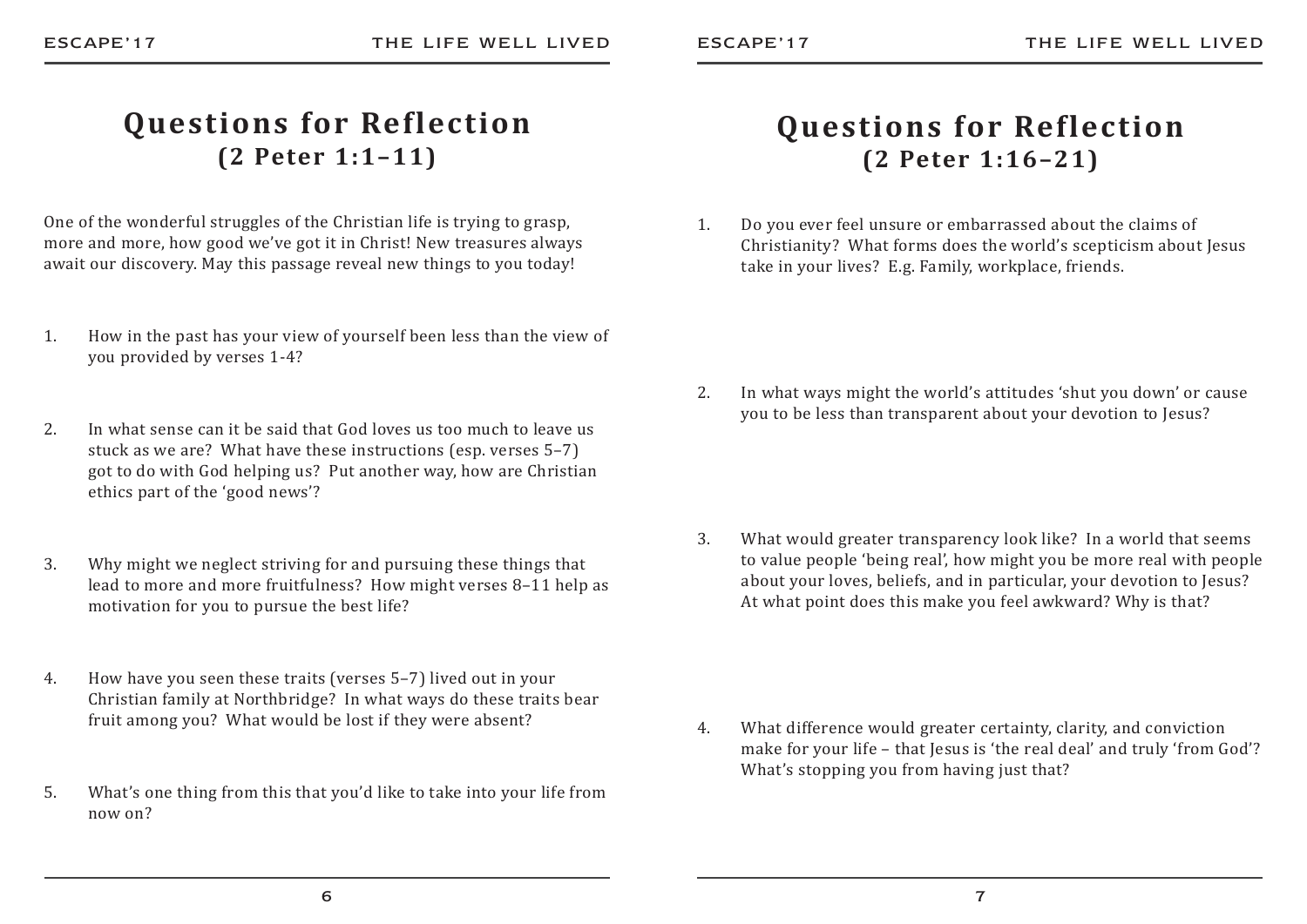# Questions for Reflection
## (2 Peter 1:1–11)

One of the wonderful struggles of the Christian life is trying to grasp, more and more, how good we've got it in Christ! New treasures always await our discovery. May this passage reveal new things to you today!

1. How in the past has your view of yourself been less than the view of you provided by verses 1-4?

2. In what sense can it be said that God loves us too much to leave us stuck as we are? What have these instructions (esp. verses 5–7) got to do with God helping us? Put another way, how are Christian ethics part of the 'good news'?

3. Why might we neglect striving for and pursuing these things that lead to more and more fruitfulness? How might verses 8–11 help as motivation for you to pursue the best life?

4. How have you seen these traits (verses 5–7) lived out in your Christian family at Northbridge? In what ways do these traits bear fruit among you? What would be lost if they were absent?

5. What's one thing from this that you'd like to take into your life from now on?

# Questions for Reflection
## (2 Peter 1:16–21)

1. Do you ever feel unsure or embarrassed about the claims of Christianity? What forms does the world's scepticism about Jesus take in your lives? E.g. Family, workplace, friends.

2. In what ways might the world's attitudes 'shut you down' or cause you to be less than transparent about your devotion to Jesus?

3. What would greater transparency look like? In a world that seems to value people 'being real', how might you be more real with people about your loves, beliefs, and in particular, your devotion to Jesus? At what point does this make you feel awkward? Why is that?

4. What difference would greater certainty, clarity, and conviction make for your life – that Jesus is 'the real deal' and truly 'from God'? What's stopping you from having just that?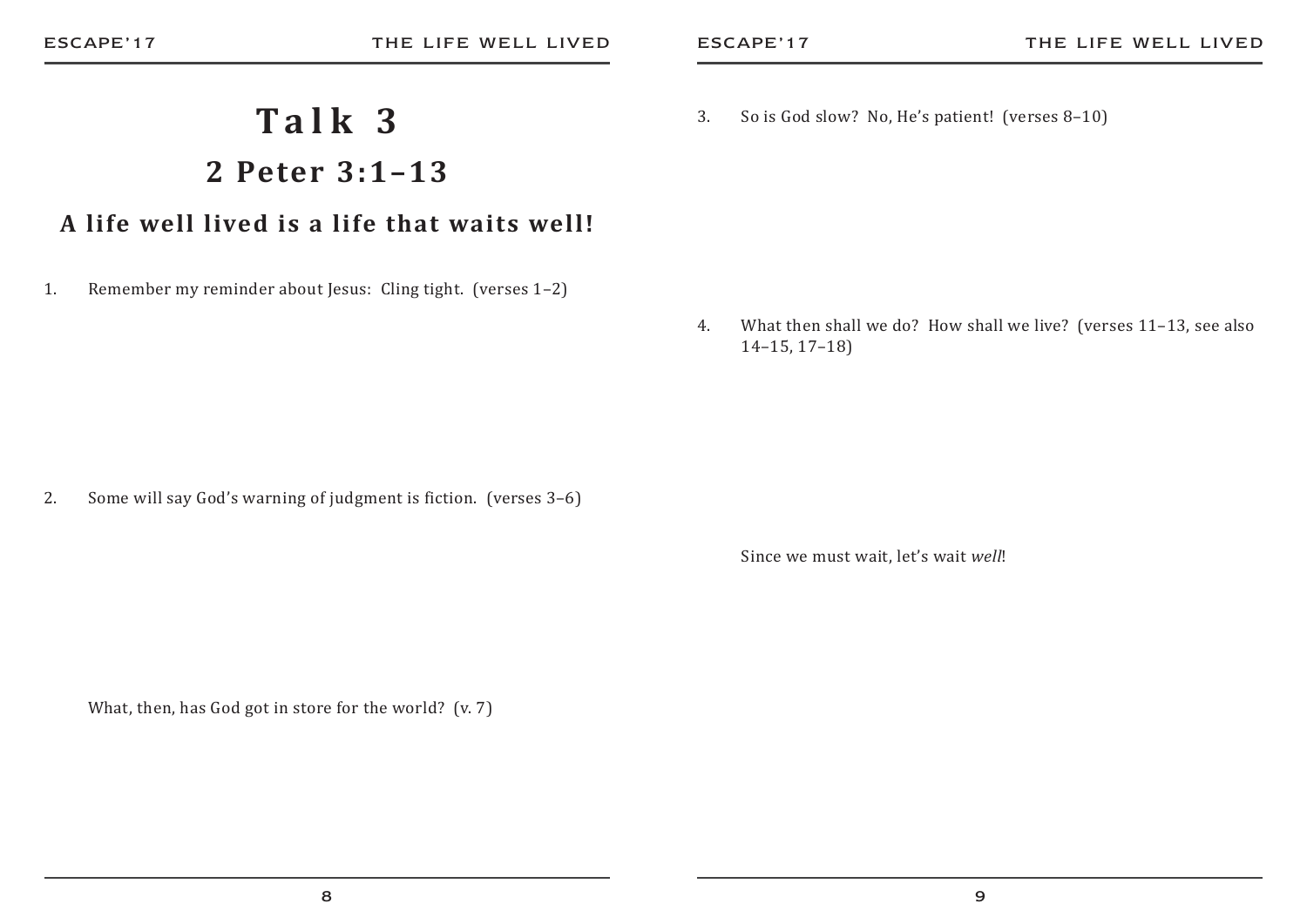# Talk 3

## 2 Peter 3:1–13

### A life well lived is a life that waits well!

1. Remember my reminder about Jesus: Cling tight. (verses 1–2)

2. Some will say God's warning of judgment is fiction. (verses 3–6)

   What, then, has God got in store for the world? (v. 7)

3. So is God slow? No, He's patient! (verses 8–10)

4. What then shall we do? How shall we live? (verses 11–13, see also 14–15, 17–18)

   Since we must wait, let's wait *well*!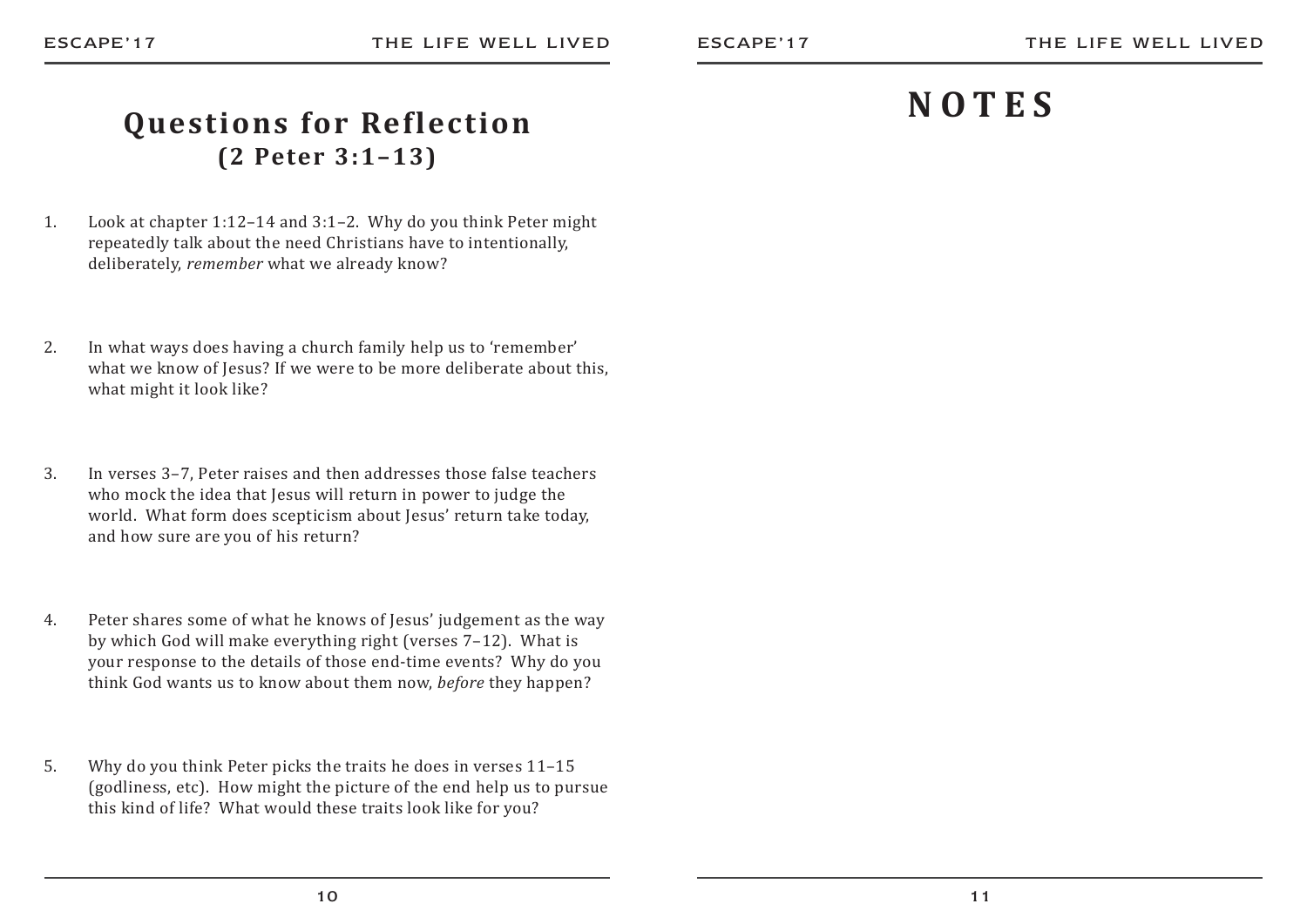## Questions for Reflection
### (2 Peter 3:1–13)

1. Look at chapter 1:12–14 and 3:1–2. Why do you think Peter might repeatedly talk about the need Christians have to intentionally, deliberately, *remember* what we already know?

2. In what ways does having a church family help us to 'remember' what we know of Jesus? If we were to be more deliberate about this, what might it look like?

3. In verses 3–7, Peter raises and then addresses those false teachers who mock the idea that Jesus will return in power to judge the world. What form does scepticism about Jesus' return take today, and how sure are you of his return?

4. Peter shares some of what he knows of Jesus' judgement as the way by which God will make everything right (verses 7–12). What is your response to the details of those end-time events? Why do you think God wants us to know about them now, *before* they happen?

5. Why do you think Peter picks the traits he does in verses 11–15 (godliness, etc). How might the picture of the end help us to pursue this kind of life? What would these traits look like for you?

## NOTES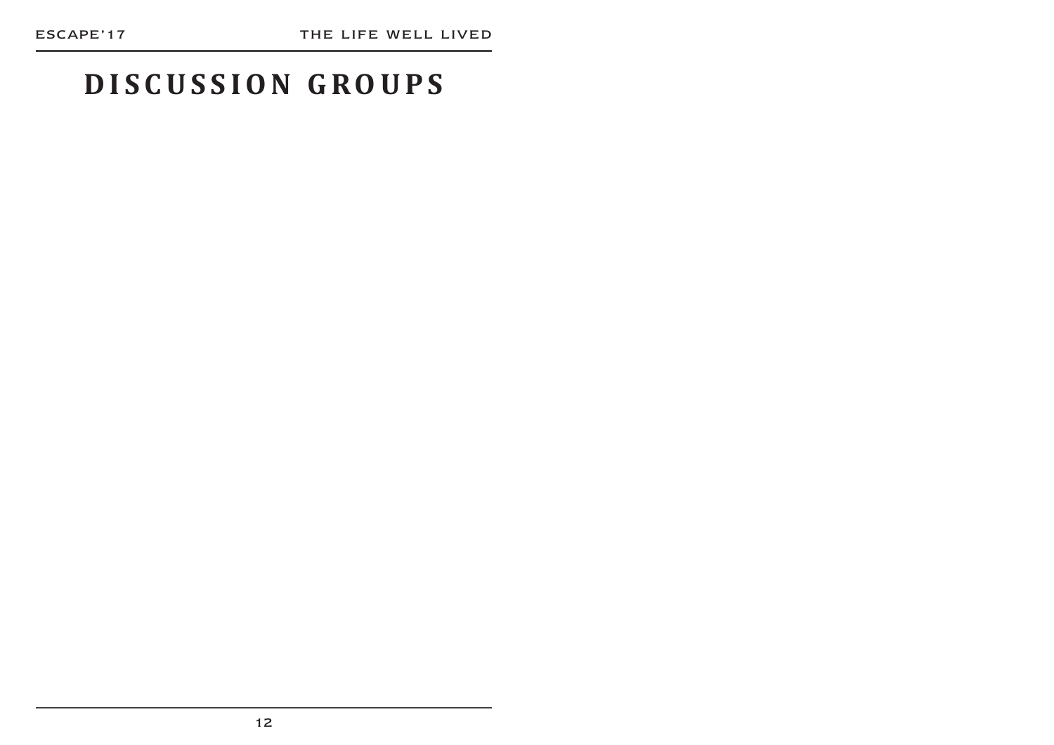# DISCUSSION GROUPS